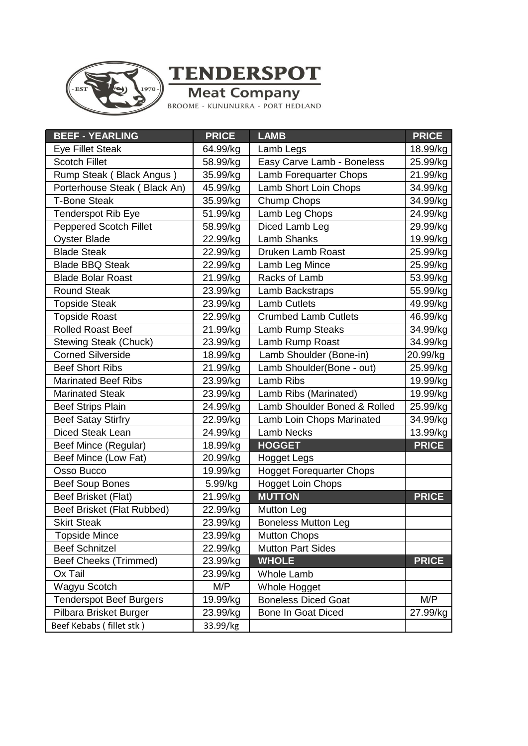# TENDERSPOT

## Meat Company

BROOME - KUNUNURRA - PORT HEDLAND

| BEEF - YEARLING | PRICE | LAMB | PRICE |
|---|---|---|---|
| Eye Fillet Steak | 64.99/kg | Lamb Legs | 18.99/kg |
| Scotch Fillet | 58.99/kg | Easy Carve Lamb - Boneless | 25.99/kg |
| Rump Steak ( Black Angus ) | 35.99/kg | Lamb Forequarter Chops | 21.99/kg |
| Porterhouse Steak ( Black An) | 45.99/kg | Lamb Short Loin Chops | 34.99/kg |
| T-Bone Steak | 35.99/kg | Chump Chops | 34.99/kg |
| Tenderspot Rib Eye | 51.99/kg | Lamb Leg Chops | 24.99/kg |
| Peppered Scotch Fillet | 58.99/kg | Diced Lamb Leg | 29.99/kg |
| Oyster Blade | 22.99/kg | Lamb Shanks | 19.99/kg |
| Blade Steak | 22.99/kg | Druken Lamb Roast | 25.99/kg |
| Blade BBQ Steak | 22.99/kg | Lamb Leg Mince | 25.99/kg |
| Blade Bolar Roast | 21.99/kg | Racks of Lamb | 53.99/kg |
| Round Steak | 23.99/kg | Lamb Backstraps | 55.99/kg |
| Topside Steak | 23.99/kg | Lamb Cutlets | 49.99/kg |
| Topside Roast | 22.99/kg | Crumbed Lamb Cutlets | 46.99/kg |
| Rolled Roast Beef | 21.99/kg | Lamb Rump Steaks | 34.99/kg |
| Stewing Steak (Chuck) | 23.99/kg | Lamb Rump Roast | 34.99/kg |
| Corned Silverside | 18.99/kg | Lamb Shoulder (Bone-in) | 20.99/kg |
| Beef Short Ribs | 21.99/kg | Lamb Shoulder(Bone - out) | 25.99/kg |
| Marinated Beef Ribs | 23.99/kg | Lamb Ribs | 19.99/kg |
| Marinated Steak | 23.99/kg | Lamb Ribs (Marinated) | 19.99/kg |
| Beef Strips Plain | 24.99/kg | Lamb Shoulder Boned & Rolled | 25.99/kg |
| Beef Satay Stirfry | 22.99/kg | Lamb Loin Chops Marinated | 34.99/kg |
| Diced Steak Lean | 24.99/kg | Lamb Necks | 13.99/kg |
| Beef Mince (Regular) | 18.99/kg | **HOGGET** | **PRICE** |
| Beef Mince (Low Fat) | 20.99/kg | Hogget Legs | |
| Osso Bucco | 19.99/kg | Hogget Forequarter Chops | |
| Beef Soup Bones | 5.99/kg | Hogget Loin Chops | |
| Beef Brisket (Flat) | 21.99/kg | **MUTTON** | **PRICE** |
| Beef Brisket (Flat Rubbed) | 22.99/kg | Mutton Leg | |
| Skirt Steak | 23.99/kg | Boneless Mutton Leg | |
| Topside Mince | 23.99/kg | Mutton Chops | |
| Beef Schnitzel | 22.99/kg | Mutton Part Sides | |
| Beef Cheeks (Trimmed) | 23.99/kg | **WHOLE** | **PRICE** |
| Ox Tail | 23.99/kg | Whole Lamb | |
| Wagyu Scotch | M/P | Whole Hogget | |
| Tenderspot Beef Burgers | 19.99/kg | Boneless Diced Goat | M/P |
| Pilbara Brisket Burger | 23.99/kg | Bone In Goat Diced | 27.99/kg |
| Beef Kebabs ( fillet stk ) | 33.99/kg | | |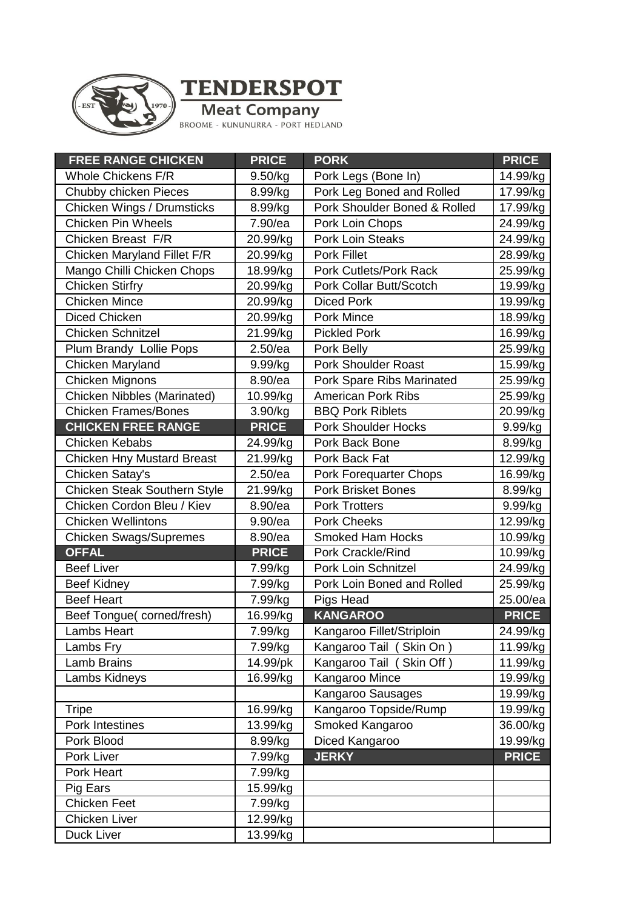# TENDERSPOT

**Meat Company**

BROOME - KUNUNURRA - PORT HEDLAND

| FREE RANGE CHICKEN | PRICE | PORK | PRICE |
|---|---|---|---|
| Whole Chickens F/R | 9.50/kg | Pork Legs (Bone In) | 14.99/kg |
| Chubby chicken Pieces | 8.99/kg | Pork Leg Boned and Rolled | 17.99/kg |
| Chicken Wings / Drumsticks | 8.99/kg | Pork Shoulder Boned & Rolled | 17.99/kg |
| Chicken Pin Wheels | 7.90/ea | Pork Loin Chops | 24.99/kg |
| Chicken Breast F/R | 20.99/kg | Pork Loin Steaks | 24.99/kg |
| Chicken Maryland Fillet F/R | 20.99/kg | Pork Fillet | 28.99/kg |
| Mango Chilli Chicken Chops | 18.99/kg | Pork Cutlets/Pork Rack | 25.99/kg |
| Chicken Stirfry | 20.99/kg | Pork Collar Butt/Scotch | 19.99/kg |
| Chicken Mince | 20.99/kg | Diced Pork | 19.99/kg |
| Diced Chicken | 20.99/kg | Pork Mince | 18.99/kg |
| Chicken Schnitzel | 21.99/kg | Pickled Pork | 16.99/kg |
| Plum Brandy Lollie Pops | 2.50/ea | Pork Belly | 25.99/kg |
| Chicken Maryland | 9.99/kg | Pork Shoulder Roast | 15.99/kg |
| Chicken Mignons | 8.90/ea | Pork Spare Ribs Marinated | 25.99/kg |
| Chicken Nibbles (Marinated) | 10.99/kg | American Pork Ribs | 25.99/kg |
| Chicken Frames/Bones | 3.90/kg | BBQ Pork Riblets | 20.99/kg |
| **CHICKEN FREE RANGE** | **PRICE** | Pork Shoulder Hocks | 9.99/kg |
| Chicken Kebabs | 24.99/kg | Pork Back Bone | 8.99/kg |
| Chicken Hny Mustard Breast | 21.99/kg | Pork Back Fat | 12.99/kg |
| Chicken Satay's | 2.50/ea | Pork Forequarter Chops | 16.99/kg |
| Chicken Steak Southern Style | 21.99/kg | Pork Brisket Bones | 8.99/kg |
| Chicken Cordon Bleu / Kiev | 8.90/ea | Pork Trotters | 9.99/kg |
| Chicken Wellintons | 9.90/ea | Pork Cheeks | 12.99/kg |
| Chicken Swags/Supremes | 8.90/ea | Smoked Ham Hocks | 10.99/kg |
| **OFFAL** | **PRICE** | Pork Crackle/Rind | 10.99/kg |
| Beef Liver | 7.99/kg | Pork Loin Schnitzel | 24.99/kg |
| Beef Kidney | 7.99/kg | Pork Loin Boned and Rolled | 25.99/kg |
| Beef Heart | 7.99/kg | Pigs Head | 25.00/ea |
| Beef Tongue( corned/fresh) | 16.99/kg | **KANGAROO** | **PRICE** |
| Lambs Heart | 7.99/kg | Kangaroo Fillet/Striploin | 24.99/kg |
| Lambs Fry | 7.99/kg | Kangaroo Tail ( Skin On ) | 11.99/kg |
| Lamb Brains | 14.99/pk | Kangaroo Tail ( Skin Off ) | 11.99/kg |
| Lambs Kidneys | 16.99/kg | Kangaroo Mince | 19.99/kg |
| | | Kangaroo Sausages | 19.99/kg |
| Tripe | 16.99/kg | Kangaroo Topside/Rump | 19.99/kg |
| Pork Intestines | 13.99/kg | Smoked Kangaroo | 36.00/kg |
| Pork Blood | 8.99/kg | Diced Kangaroo | 19.99/kg |
| Pork Liver | 7.99/kg | **JERKY** | **PRICE** |
| Pork Heart | 7.99/kg | | |
| Pig Ears | 15.99/kg | | |
| Chicken Feet | 7.99/kg | | |
| Chicken Liver | 12.99/kg | | |
| Duck Liver | 13.99/kg | | |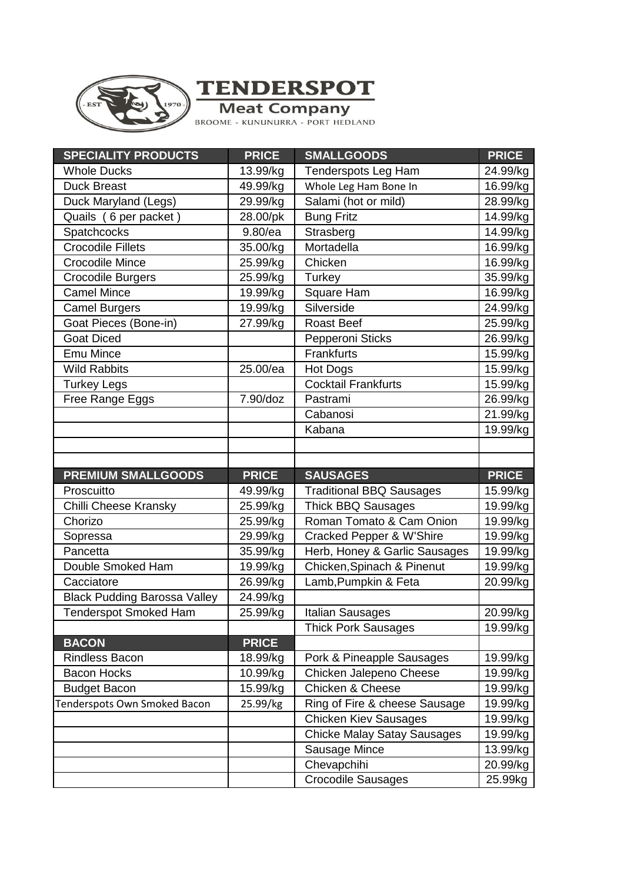# TENDERSPOT

## Meat Company

BROOME - KUNUNURRA - PORT HEDLAND

| SPECIALITY PRODUCTS | PRICE | SMALLGOODS | PRICE |
|---|---|---|---|
| Whole Ducks | 13.99/kg | Tenderspots Leg Ham | 24.99/kg |
| Duck Breast | 49.99/kg | Whole Leg Ham Bone In | 16.99/kg |
| Duck Maryland (Legs) | 29.99/kg | Salami (hot or mild) | 28.99/kg |
| Quails ( 6 per packet ) | 28.00/pk | Bung Fritz | 14.99/kg |
| Spatchcocks | 9.80/ea | Strasberg | 14.99/kg |
| Crocodile Fillets | 35.00/kg | Mortadella | 16.99/kg |
| Crocodile Mince | 25.99/kg | Chicken | 16.99/kg |
| Crocodile Burgers | 25.99/kg | Turkey | 35.99/kg |
| Camel Mince | 19.99/kg | Square Ham | 16.99/kg |
| Camel Burgers | 19.99/kg | Silverside | 24.99/kg |
| Goat Pieces (Bone-in) | 27.99/kg | Roast Beef | 25.99/kg |
| Goat Diced | | Pepperoni Sticks | 26.99/kg |
| Emu Mince | | Frankfurts | 15.99/kg |
| Wild Rabbits | 25.00/ea | Hot Dogs | 15.99/kg |
| Turkey Legs | | Cocktail Frankfurts | 15.99/kg |
| Free Range Eggs | 7.90/doz | Pastrami | 26.99/kg |
| | | Cabanosi | 21.99/kg |
| | | Kabana | 19.99/kg |
| | | | |
| | | | |
| **PREMIUM SMALLGOODS** | **PRICE** | **SAUSAGES** | **PRICE** |
| Proscuitto | 49.99/kg | Traditional BBQ Sausages | 15.99/kg |
| Chilli Cheese Kransky | 25.99/kg | Thick BBQ Sausages | 19.99/kg |
| Chorizo | 25.99/kg | Roman Tomato & Cam Onion | 19.99/kg |
| Sopressa | 29.99/kg | Cracked Pepper & W'Shire | 19.99/kg |
| Pancetta | 35.99/kg | Herb, Honey & Garlic Sausages | 19.99/kg |
| Double Smoked Ham | 19.99/kg | Chicken,Spinach & Pinenut | 19.99/kg |
| Cacciatore | 26.99/kg | Lamb,Pumpkin & Feta | 20.99/kg |
| Black Pudding Barossa Valley | 24.99/kg | | |
| Tenderspot Smoked Ham | 25.99/kg | Italian Sausages | 20.99/kg |
| | | Thick Pork Sausages | 19.99/kg |
| **BACON** | **PRICE** | | |
| Rindless Bacon | 18.99/kg | Pork & Pineapple Sausages | 19.99/kg |
| Bacon Hocks | 10.99/kg | Chicken Jalepeno Cheese | 19.99/kg |
| Budget Bacon | 15.99/kg | Chicken & Cheese | 19.99/kg |
| Tenderspots Own Smoked Bacon | 25.99/kg | Ring of Fire & cheese Sausage | 19.99/kg |
| | | Chicken Kiev Sausages | 19.99/kg |
| | | Chicke Malay Satay Sausages | 19.99/kg |
| | | Sausage Mince | 13.99/kg |
| | | Chevapchihi | 20.99/kg |
| | | Crocodile Sausages | 25.99kg |